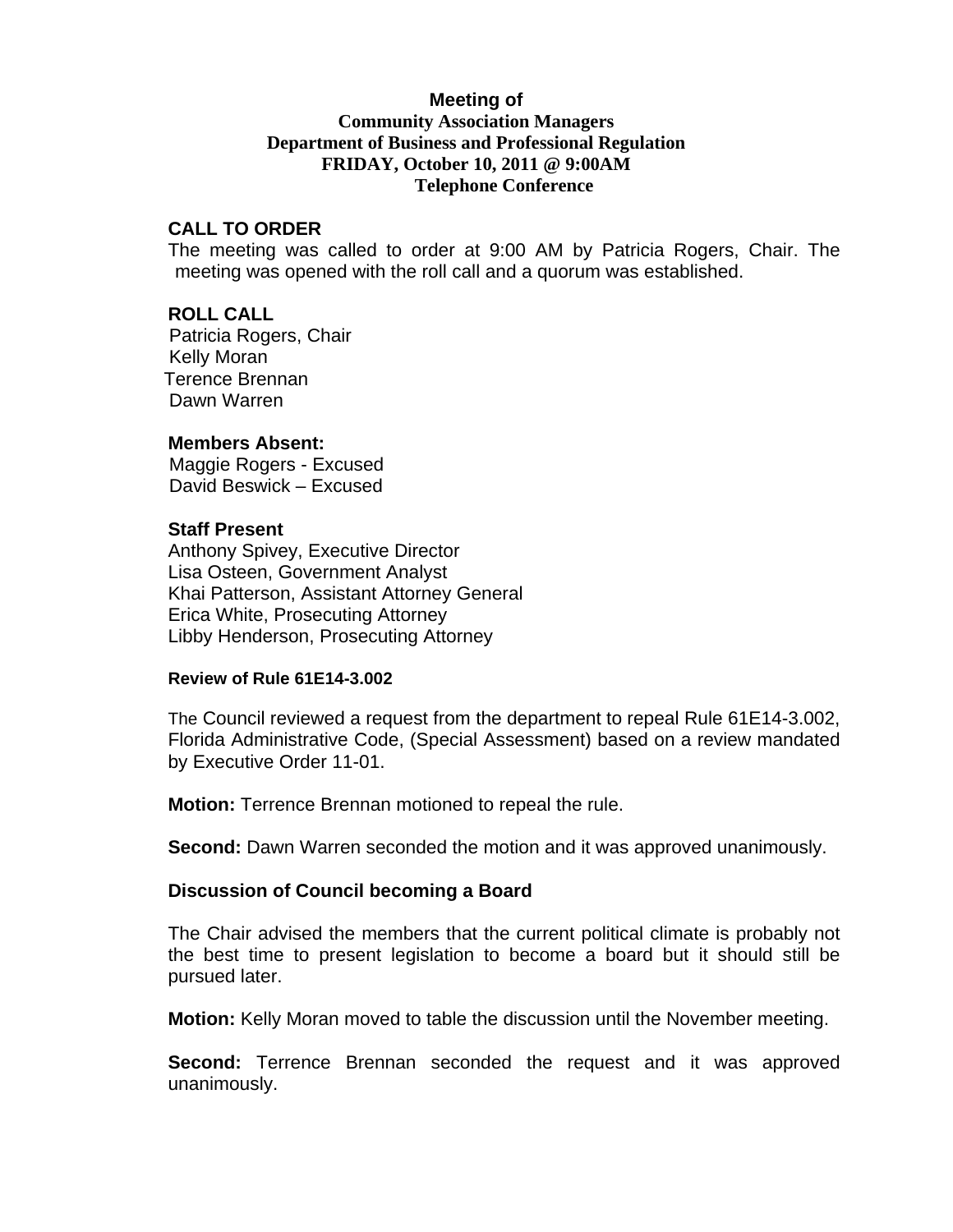**Meeting of**
**Community Association Managers**
**Department of Business and Professional Regulation**
**FRIDAY, October 10, 2011 @ 9:00AM**
**Telephone Conference**

## CALL TO ORDER

The meeting was called to order at 9:00 AM by Patricia Rogers, Chair. The meeting was opened with the roll call and a quorum was established.

## ROLL CALL

Patricia Rogers, Chair
Kelly Moran
Terence Brennan
Dawn Warren

**Members Absent:**

Maggie Rogers - Excused
David Beswick – Excused

**Staff Present**

Anthony Spivey, Executive Director
Lisa Osteen, Government Analyst
Khai Patterson, Assistant Attorney General
Erica White, Prosecuting Attorney
Libby Henderson, Prosecuting Attorney

**Review of Rule 61E14-3.002**

The Council reviewed a request from the department to repeal Rule 61E14-3.002, Florida Administrative Code, (Special Assessment) based on a review mandated by Executive Order 11-01.

**Motion:** Terrence Brennan motioned to repeal the rule.

**Second:** Dawn Warren seconded the motion and it was approved unanimously.

**Discussion of Council becoming a Board**

The Chair advised the members that the current political climate is probably not the best time to present legislation to become a board but it should still be pursued later.

**Motion:** Kelly Moran moved to table the discussion until the November meeting.

**Second:** Terrence Brennan seconded the request and it was approved unanimously.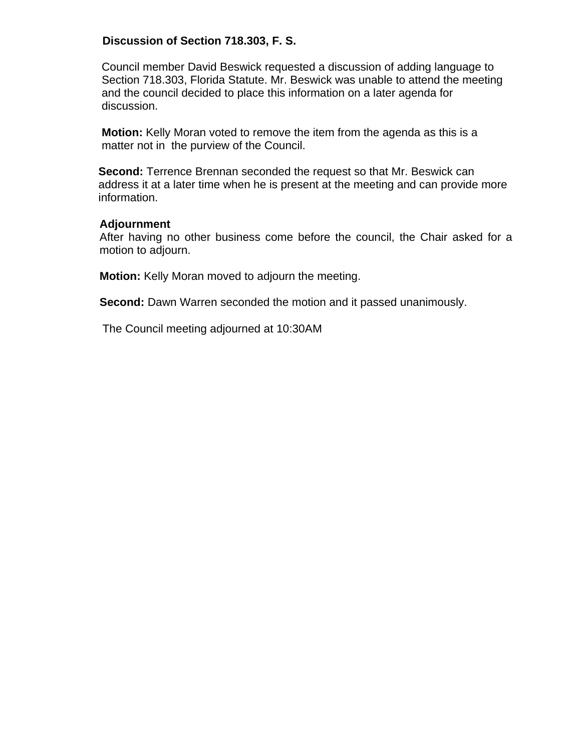**Discussion of Section 718.303, F. S.**

Council member David Beswick requested a discussion of adding language to Section 718.303, Florida Statute. Mr. Beswick was unable to attend the meeting and the council decided to place this information on a later agenda for discussion.

**Motion:** Kelly Moran voted to remove the item from the agenda as this is a matter not in the purview of the Council.

**Second:** Terrence Brennan seconded the request so that Mr. Beswick can address it at a later time when he is present at the meeting and can provide more information.

**Adjournment**

After having no other business come before the council, the Chair asked for a motion to adjourn.

**Motion:** Kelly Moran moved to adjourn the meeting.

**Second:** Dawn Warren seconded the motion and it passed unanimously.

The Council meeting adjourned at 10:30AM